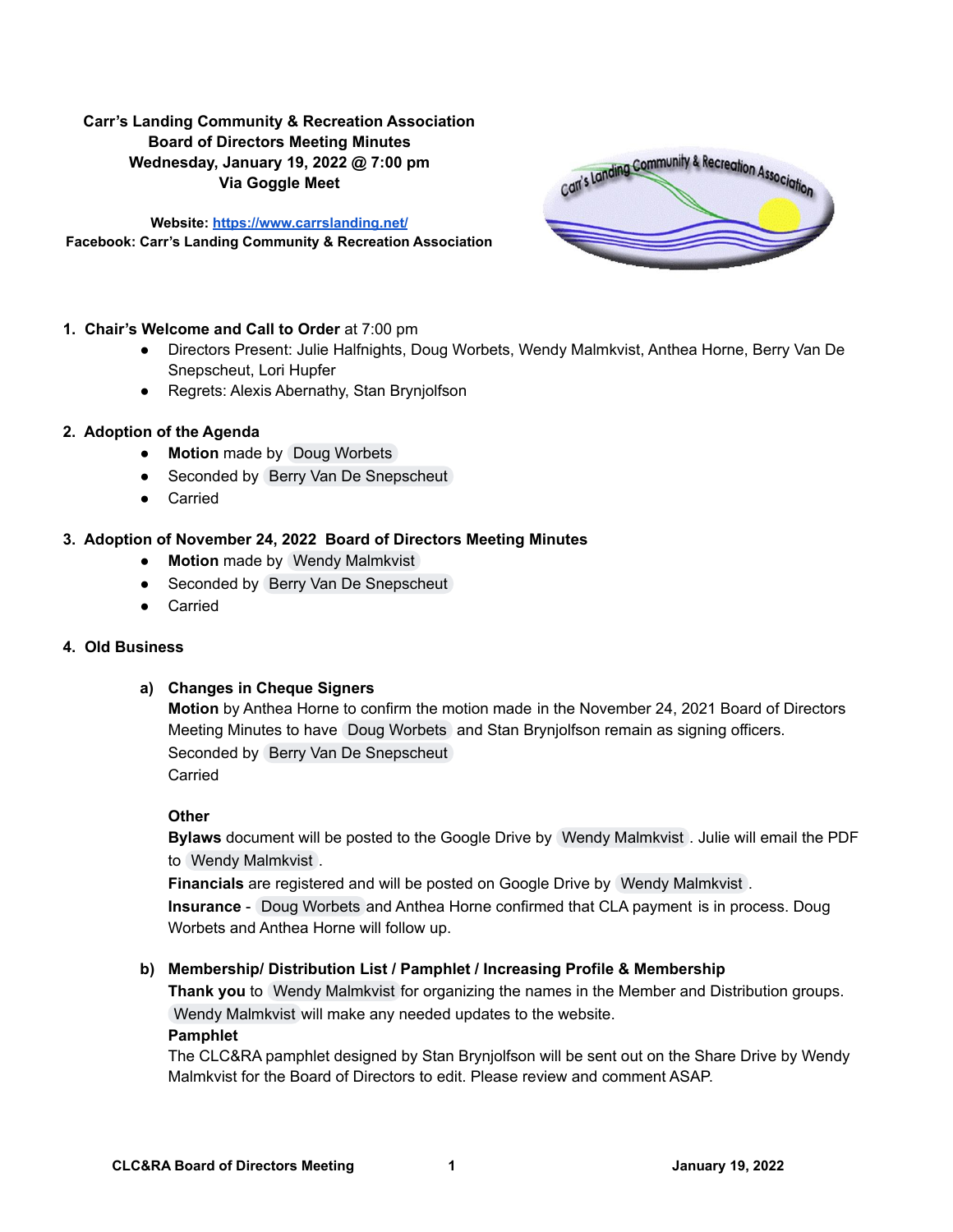**Carr's Landing Community & Recreation Association**
**Board of Directors Meeting Minutes**
**Wednesday, January 19, 2022 @ 7:00 pm**
**Via Goggle Meet**

**Website: [https://www.carrslanding.net/](https://www.carrslanding.net/)**
**Facebook: Carr's Landing Community & Recreation Association**

1. **Chair's Welcome and Call to Order** at 7:00 pm
   - Directors Present: Julie Halfnights, Doug Worbets, Wendy Malmkvist, Anthea Horne, Berry Van De Snepscheut, Lori Hupfer
   - Regrets: Alexis Abernathy, Stan Brynjolfson

2. **Adoption of the Agenda**
   - **Motion** made by Doug Worbets
   - Seconded by Berry Van De Snepscheut
   - Carried

3. **Adoption of November 24, 2022 Board of Directors Meeting Minutes**
   - **Motion** made by Wendy Malmkvist
   - Seconded by Berry Van De Snepscheut
   - Carried

4. **Old Business**

   a) **Changes in Cheque Signers**
   **Motion** by Anthea Horne to confirm the motion made in the November 24, 2021 Board of Directors Meeting Minutes to have Doug Worbets and Stan Brynjolfson remain as signing officers.
   Seconded by Berry Van De Snepscheut
   Carried

   **Other**
   **Bylaws** document will be posted to the Google Drive by Wendy Malmkvist. Julie will email the PDF to Wendy Malmkvist.
   **Financials** are registered and will be posted on Google Drive by Wendy Malmkvist.
   **Insurance** - Doug Worbets and Anthea Horne confirmed that CLA payment is in process. Doug Worbets and Anthea Horne will follow up.

   b) **Membership/ Distribution List / Pamphlet / Increasing Profile & Membership**
   **Thank you** to Wendy Malmkvist for organizing the names in the Member and Distribution groups. Wendy Malmkvist will make any needed updates to the website.
   **Pamphlet**
   The CLC&RA pamphlet designed by Stan Brynjolfson will be sent out on the Share Drive by Wendy Malmkvist for the Board of Directors to edit. Please review and comment ASAP.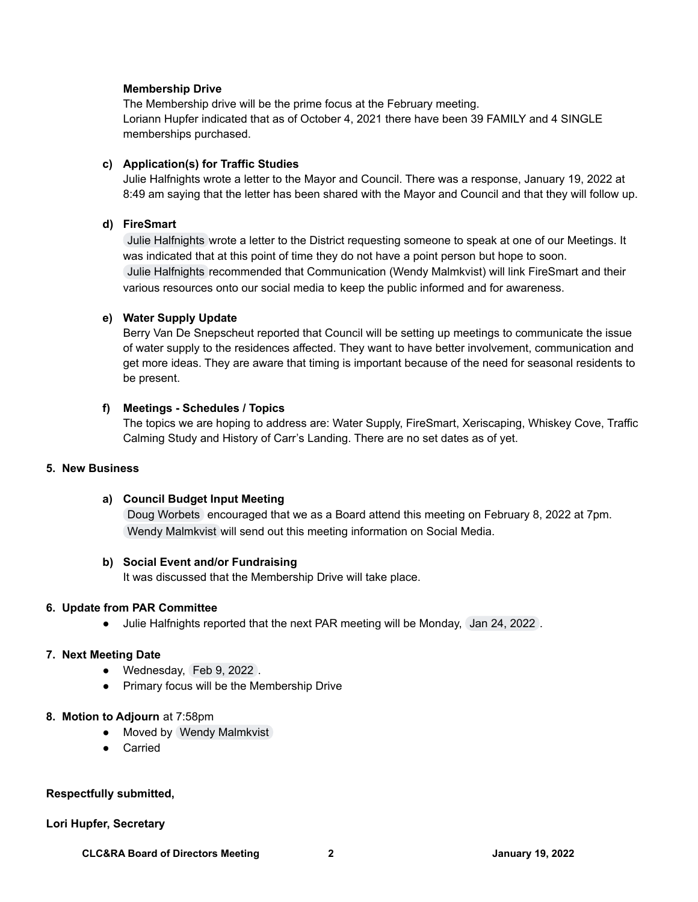**Membership Drive**

The Membership drive will be the prime focus at the February meeting.
Loriann Hupfer indicated that as of October 4, 2021 there have been 39 FAMILY and 4 SINGLE memberships purchased.

c) **Application(s) for Traffic Studies**

Julie Halfnights wrote a letter to the Mayor and Council. There was a response, January 19, 2022 at 8:49 am saying that the letter has been shared with the Mayor and Council and that they will follow up.

d) **FireSmart**

Julie Halfnights wrote a letter to the District requesting someone to speak at one of our Meetings. It was indicated that at this point of time they do not have a point person but hope to soon.
Julie Halfnights recommended that Communication (Wendy Malmkvist) will link FireSmart and their various resources onto our social media to keep the public informed and for awareness.

e) **Water Supply Update**

Berry Van De Snepscheut reported that Council will be setting up meetings to communicate the issue of water supply to the residences affected. They want to have better involvement, communication and get more ideas. They are aware that timing is important because of the need for seasonal residents to be present.

f) **Meetings - Schedules / Topics**

The topics we are hoping to address are: Water Supply, FireSmart, Xeriscaping, Whiskey Cove, Traffic Calming Study and History of Carr's Landing. There are no set dates as of yet.

**5. New Business**

a) **Council Budget Input Meeting**

Doug Worbets encouraged that we as a Board attend this meeting on February 8, 2022 at 7pm.
Wendy Malmkvist will send out this meeting information on Social Media.

b) **Social Event and/or Fundraising**

It was discussed that the Membership Drive will take place.

**6. Update from PAR Committee**

- Julie Halfnights reported that the next PAR meeting will be Monday, Jan 24, 2022 .

**7. Next Meeting Date**

- Wednesday, Feb 9, 2022 .
- Primary focus will be the Membership Drive

**8. Motion to Adjourn** at 7:58pm

- Moved by Wendy Malmkvist
- Carried

**Respectfully submitted,**

**Lori Hupfer, Secretary**